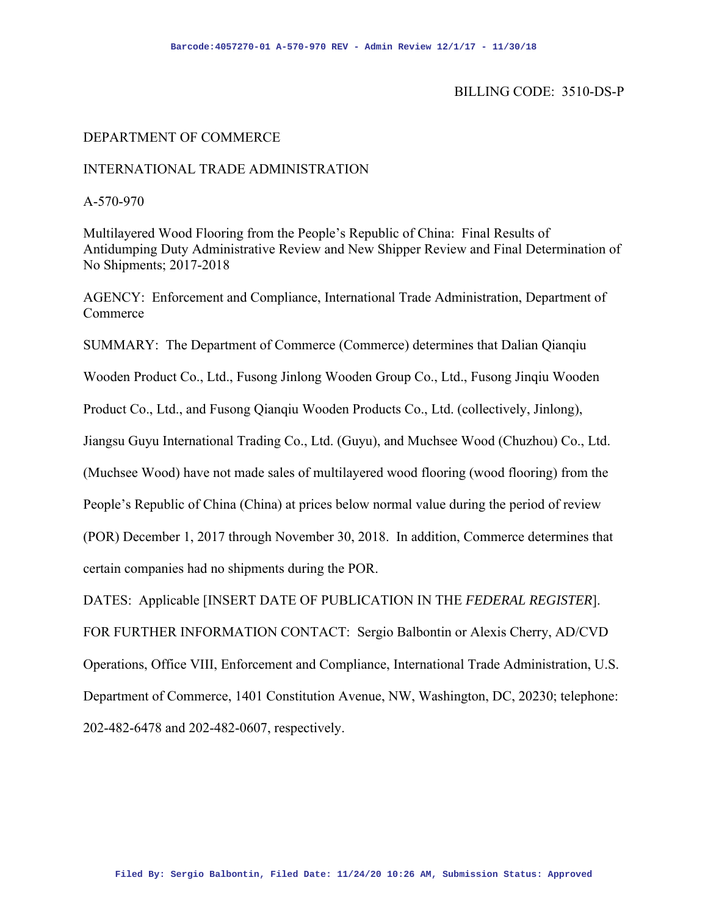BILLING CODE: 3510-DS-P

DEPARTMENT OF COMMERCE

INTERNATIONAL TRADE ADMINISTRATION

A-570-970

Multilayered Wood Flooring from the People's Republic of China: Final Results of Antidumping Duty Administrative Review and New Shipper Review and Final Determination of No Shipments; 2017-2018

AGENCY: Enforcement and Compliance, International Trade Administration, Department of Commerce

SUMMARY: The Department of Commerce (Commerce) determines that Dalian Qianqiu Wooden Product Co., Ltd., Fusong Jinlong Wooden Group Co., Ltd., Fusong Jinqiu Wooden Product Co., Ltd., and Fusong Qianqiu Wooden Products Co., Ltd. (collectively, Jinlong), Jiangsu Guyu International Trading Co., Ltd. (Guyu), and Muchsee Wood (Chuzhou) Co., Ltd. (Muchsee Wood) have not made sales of multilayered wood flooring (wood flooring) from the People's Republic of China (China) at prices below normal value during the period of review (POR) December 1, 2017 through November 30, 2018. In addition, Commerce determines that certain companies had no shipments during the POR.

DATES: Applicable [INSERT DATE OF PUBLICATION IN THE *FEDERAL REGISTER*].

FOR FURTHER INFORMATION CONTACT: Sergio Balbontin or Alexis Cherry, AD/CVD Operations, Office VIII, Enforcement and Compliance, International Trade Administration, U.S. Department of Commerce, 1401 Constitution Avenue, NW, Washington, DC, 20230; telephone: 202-482-6478 and 202-482-0607, respectively.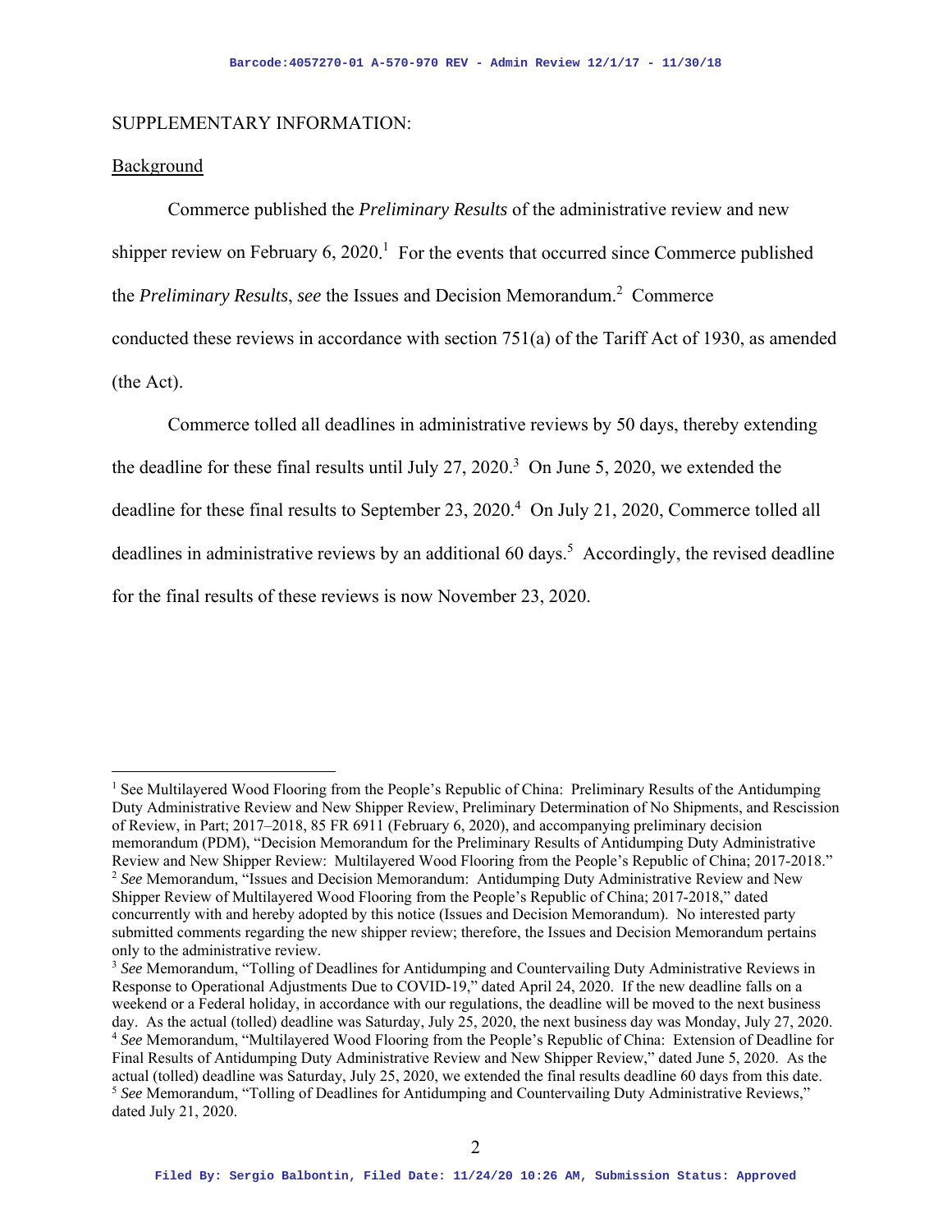SUPPLEMENTARY INFORMATION:

Background

Commerce published the *Preliminary Results* of the administrative review and new shipper review on February 6, 2020.[1] For the events that occurred since Commerce published the *Preliminary Results*, *see* the Issues and Decision Memorandum.[2] Commerce conducted these reviews in accordance with section 751(a) of the Tariff Act of 1930, as amended (the Act).

Commerce tolled all deadlines in administrative reviews by 50 days, thereby extending the deadline for these final results until July 27, 2020.[3] On June 5, 2020, we extended the deadline for these final results to September 23, 2020.[4] On July 21, 2020, Commerce tolled all deadlines in administrative reviews by an additional 60 days.[5] Accordingly, the revised deadline for the final results of these reviews is now November 23, 2020.

---

[1] See Multilayered Wood Flooring from the People's Republic of China: Preliminary Results of the Antidumping Duty Administrative Review and New Shipper Review, Preliminary Determination of No Shipments, and Rescission of Review, in Part; 2017–2018, 85 FR 6911 (February 6, 2020), and accompanying preliminary decision memorandum (PDM), "Decision Memorandum for the Preliminary Results of Antidumping Duty Administrative Review and New Shipper Review: Multilayered Wood Flooring from the People's Republic of China; 2017-2018."

[2] *See* Memorandum, "Issues and Decision Memorandum: Antidumping Duty Administrative Review and New Shipper Review of Multilayered Wood Flooring from the People's Republic of China; 2017-2018," dated concurrently with and hereby adopted by this notice (Issues and Decision Memorandum). No interested party submitted comments regarding the new shipper review; therefore, the Issues and Decision Memorandum pertains only to the administrative review.

[3] *See* Memorandum, "Tolling of Deadlines for Antidumping and Countervailing Duty Administrative Reviews in Response to Operational Adjustments Due to COVID-19," dated April 24, 2020. If the new deadline falls on a weekend or a Federal holiday, in accordance with our regulations, the deadline will be moved to the next business day. As the actual (tolled) deadline was Saturday, July 25, 2020, the next business day was Monday, July 27, 2020.

[4] *See* Memorandum, "Multilayered Wood Flooring from the People's Republic of China: Extension of Deadline for Final Results of Antidumping Duty Administrative Review and New Shipper Review," dated June 5, 2020. As the actual (tolled) deadline was Saturday, July 25, 2020, we extended the final results deadline 60 days from this date.

[5] *See* Memorandum, "Tolling of Deadlines for Antidumping and Countervailing Duty Administrative Reviews," dated July 21, 2020.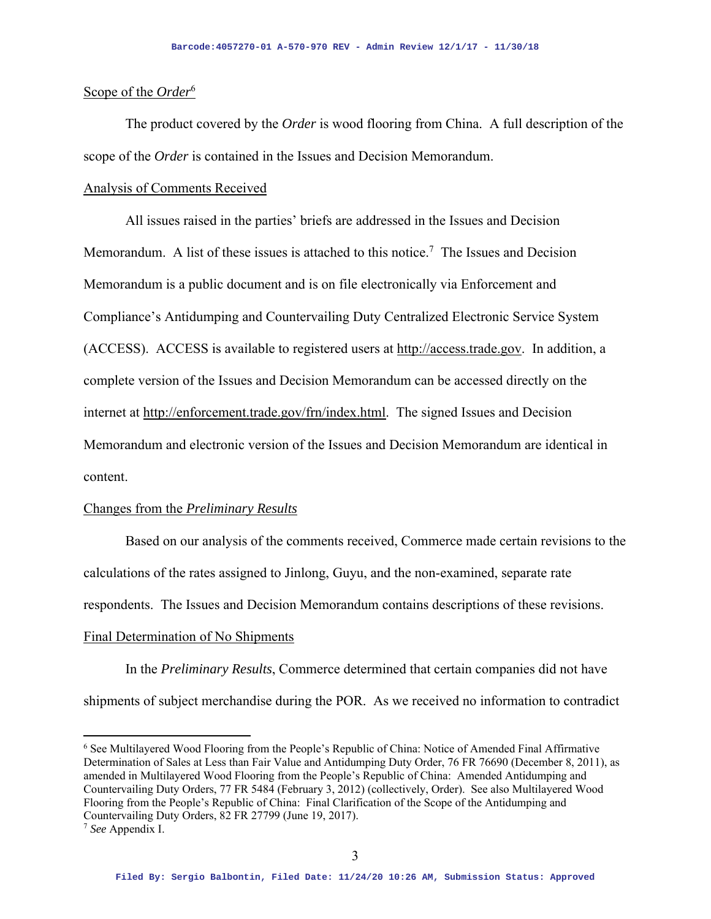Scope of the *Order*[6]

The product covered by the *Order* is wood flooring from China. A full description of the scope of the *Order* is contained in the Issues and Decision Memorandum.

Analysis of Comments Received

All issues raised in the parties' briefs are addressed in the Issues and Decision Memorandum. A list of these issues is attached to this notice.[7] The Issues and Decision Memorandum is a public document and is on file electronically via Enforcement and Compliance's Antidumping and Countervailing Duty Centralized Electronic Service System (ACCESS). ACCESS is available to registered users at http://access.trade.gov. In addition, a complete version of the Issues and Decision Memorandum can be accessed directly on the internet at http://enforcement.trade.gov/frn/index.html. The signed Issues and Decision Memorandum and electronic version of the Issues and Decision Memorandum are identical in content.

Changes from the *Preliminary Results*

Based on our analysis of the comments received, Commerce made certain revisions to the calculations of the rates assigned to Jinlong, Guyu, and the non-examined, separate rate respondents. The Issues and Decision Memorandum contains descriptions of these revisions.

Final Determination of No Shipments

In the *Preliminary Results*, Commerce determined that certain companies did not have shipments of subject merchandise during the POR. As we received no information to contradict

---

[6] See Multilayered Wood Flooring from the People's Republic of China: Notice of Amended Final Affirmative Determination of Sales at Less than Fair Value and Antidumping Duty Order, 76 FR 76690 (December 8, 2011), as amended in Multilayered Wood Flooring from the People's Republic of China: Amended Antidumping and Countervailing Duty Orders, 77 FR 5484 (February 3, 2012) (collectively, Order). See also Multilayered Wood Flooring from the People's Republic of China: Final Clarification of the Scope of the Antidumping and Countervailing Duty Orders, 82 FR 27799 (June 19, 2017).

[7] *See* Appendix I.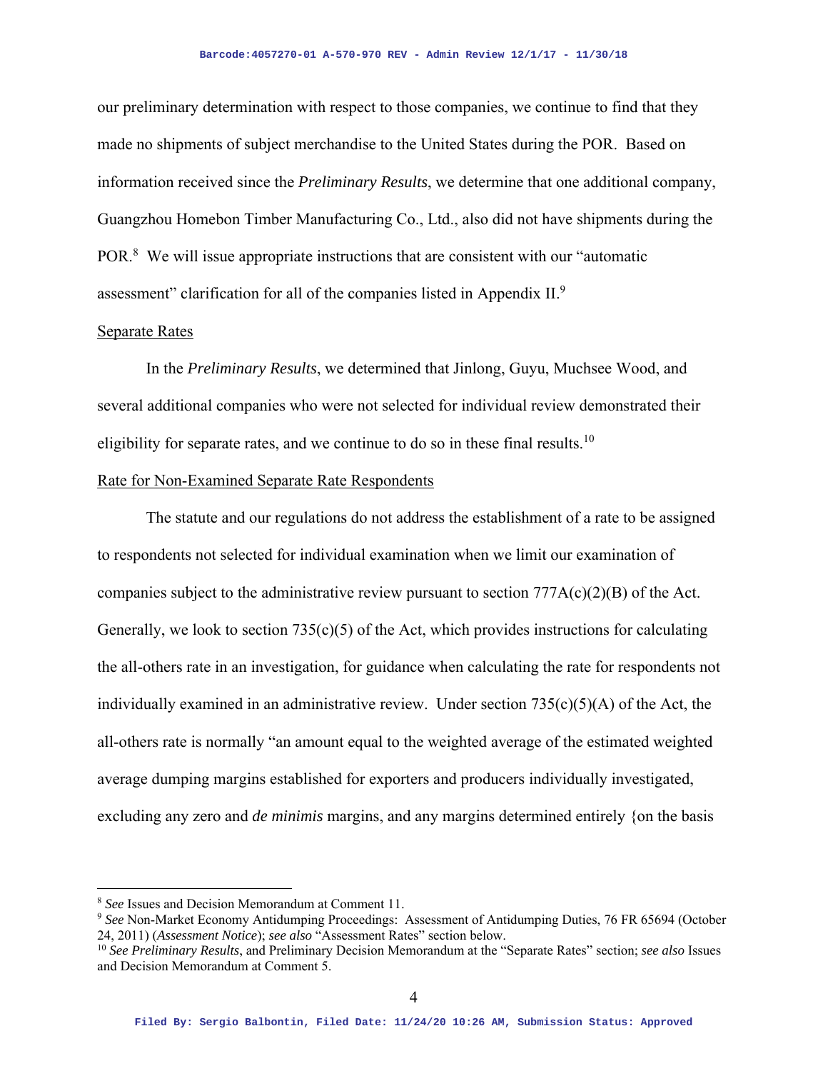our preliminary determination with respect to those companies, we continue to find that they made no shipments of subject merchandise to the United States during the POR. Based on information received since the *Preliminary Results*, we determine that one additional company, Guangzhou Homebon Timber Manufacturing Co., Ltd., also did not have shipments during the POR.[8] We will issue appropriate instructions that are consistent with our "automatic assessment" clarification for all of the companies listed in Appendix II.[9]

Separate Rates

In the *Preliminary Results*, we determined that Jinlong, Guyu, Muchsee Wood, and several additional companies who were not selected for individual review demonstrated their eligibility for separate rates, and we continue to do so in these final results.[10]

Rate for Non-Examined Separate Rate Respondents

The statute and our regulations do not address the establishment of a rate to be assigned to respondents not selected for individual examination when we limit our examination of companies subject to the administrative review pursuant to section 777A(c)(2)(B) of the Act. Generally, we look to section 735(c)(5) of the Act, which provides instructions for calculating the all-others rate in an investigation, for guidance when calculating the rate for respondents not individually examined in an administrative review. Under section 735(c)(5)(A) of the Act, the all-others rate is normally "an amount equal to the weighted average of the estimated weighted average dumping margins established for exporters and producers individually investigated, excluding any zero and *de minimis* margins, and any margins determined entirely {on the basis

---

[8] *See* Issues and Decision Memorandum at Comment 11.

[9] *See* Non-Market Economy Antidumping Proceedings: Assessment of Antidumping Duties, 76 FR 65694 (October 24, 2011) (*Assessment Notice*); *see also* "Assessment Rates" section below.

[10] *See Preliminary Results*, and Preliminary Decision Memorandum at the "Separate Rates" section; *see also* Issues and Decision Memorandum at Comment 5.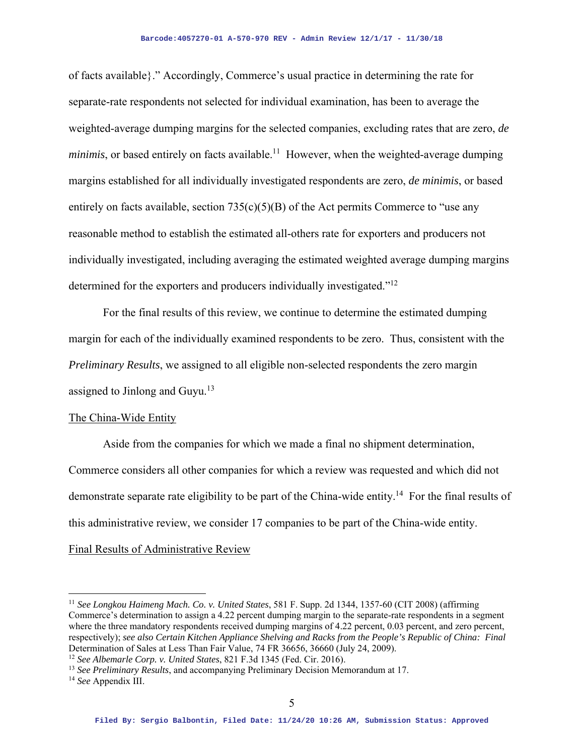of facts available}." Accordingly, Commerce's usual practice in determining the rate for separate-rate respondents not selected for individual examination, has been to average the weighted-average dumping margins for the selected companies, excluding rates that are zero, *de minimis*, or based entirely on facts available.[11] However, when the weighted-average dumping margins established for all individually investigated respondents are zero, *de minimis*, or based entirely on facts available, section 735(c)(5)(B) of the Act permits Commerce to "use any reasonable method to establish the estimated all-others rate for exporters and producers not individually investigated, including averaging the estimated weighted average dumping margins determined for the exporters and producers individually investigated."[12]

For the final results of this review, we continue to determine the estimated dumping margin for each of the individually examined respondents to be zero. Thus, consistent with the *Preliminary Results*, we assigned to all eligible non-selected respondents the zero margin assigned to Jinlong and Guyu.[13]

The China-Wide Entity

Aside from the companies for which we made a final no shipment determination, Commerce considers all other companies for which a review was requested and which did not demonstrate separate rate eligibility to be part of the China-wide entity.[14] For the final results of this administrative review, we consider 17 companies to be part of the China-wide entity.

Final Results of Administrative Review

---

[11] *See Longkou Haimeng Mach. Co. v. United States*, 581 F. Supp. 2d 1344, 1357-60 (CIT 2008) (affirming Commerce's determination to assign a 4.22 percent dumping margin to the separate-rate respondents in a segment where the three mandatory respondents received dumping margins of 4.22 percent, 0.03 percent, and zero percent, respectively); *see also Certain Kitchen Appliance Shelving and Racks from the People's Republic of China: Final* Determination of Sales at Less Than Fair Value, 74 FR 36656, 36660 (July 24, 2009).

[12] *See Albemarle Corp. v. United States*, 821 F.3d 1345 (Fed. Cir. 2016).

[13] *See Preliminary Results*, and accompanying Preliminary Decision Memorandum at 17.

[14] *See* Appendix III.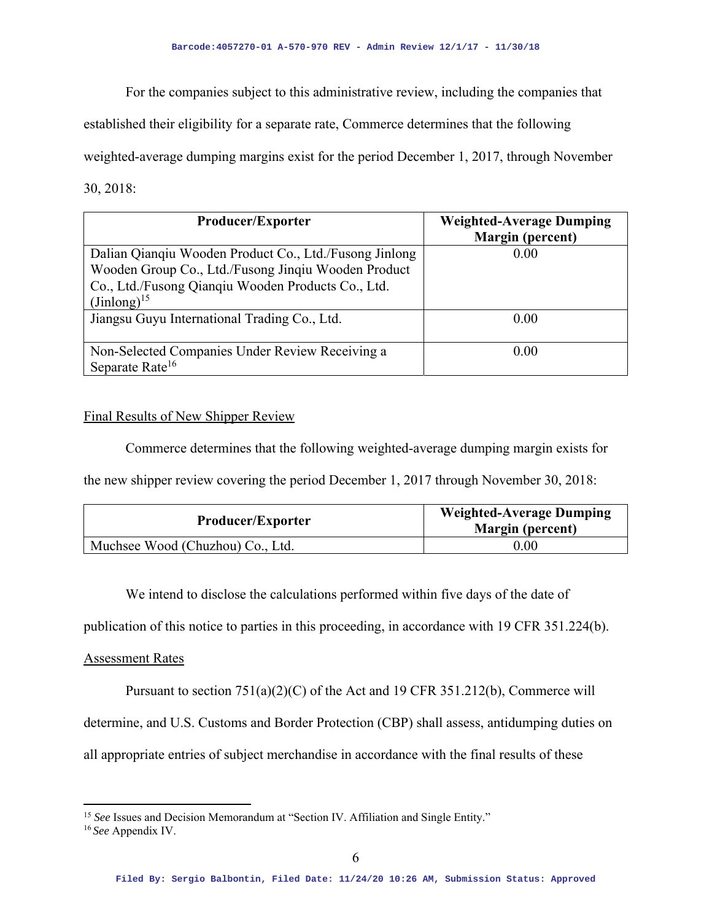For the companies subject to this administrative review, including the companies that established their eligibility for a separate rate, Commerce determines that the following weighted-average dumping margins exist for the period December 1, 2017, through November 30, 2018:

| Producer/Exporter | Weighted-Average Dumping Margin (percent) |
|---|---|
| Dalian Qianqiu Wooden Product Co., Ltd./Fusong Jinlong Wooden Group Co., Ltd./Fusong Jinqiu Wooden Product Co., Ltd./Fusong Qianqiu Wooden Products Co., Ltd. (Jinlong)[15] | 0.00 |
| Jiangsu Guyu International Trading Co., Ltd. | 0.00 |
| Non-Selected Companies Under Review Receiving a Separate Rate[16] | 0.00 |

Final Results of New Shipper Review

Commerce determines that the following weighted-average dumping margin exists for the new shipper review covering the period December 1, 2017 through November 30, 2018:

| Producer/Exporter | Weighted-Average Dumping Margin (percent) |
|---|---|
| Muchsee Wood (Chuzhou) Co., Ltd. | 0.00 |

We intend to disclose the calculations performed within five days of the date of publication of this notice to parties in this proceeding, in accordance with 19 CFR 351.224(b).

Assessment Rates

Pursuant to section 751(a)(2)(C) of the Act and 19 CFR 351.212(b), Commerce will determine, and U.S. Customs and Border Protection (CBP) shall assess, antidumping duties on all appropriate entries of subject merchandise in accordance with the final results of these

---

[15] *See* Issues and Decision Memorandum at "Section IV. Affiliation and Single Entity."

[16] *See* Appendix IV.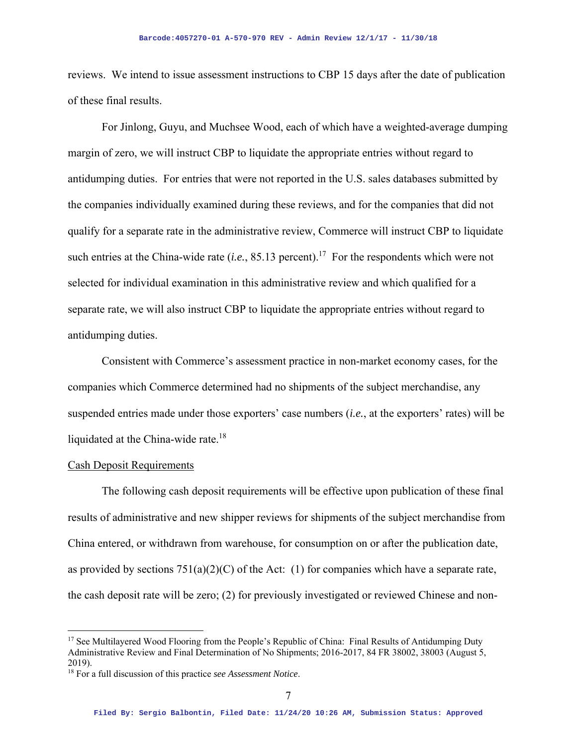reviews. We intend to issue assessment instructions to CBP 15 days after the date of publication of these final results.

For Jinlong, Guyu, and Muchsee Wood, each of which have a weighted-average dumping margin of zero, we will instruct CBP to liquidate the appropriate entries without regard to antidumping duties. For entries that were not reported in the U.S. sales databases submitted by the companies individually examined during these reviews, and for the companies that did not qualify for a separate rate in the administrative review, Commerce will instruct CBP to liquidate such entries at the China-wide rate (*i.e.*, 85.13 percent).[17] For the respondents which were not selected for individual examination in this administrative review and which qualified for a separate rate, we will also instruct CBP to liquidate the appropriate entries without regard to antidumping duties.

Consistent with Commerce's assessment practice in non-market economy cases, for the companies which Commerce determined had no shipments of the subject merchandise, any suspended entries made under those exporters' case numbers (*i.e.*, at the exporters' rates) will be liquidated at the China-wide rate.[18]

Cash Deposit Requirements

The following cash deposit requirements will be effective upon publication of these final results of administrative and new shipper reviews for shipments of the subject merchandise from China entered, or withdrawn from warehouse, for consumption on or after the publication date, as provided by sections 751(a)(2)(C) of the Act: (1) for companies which have a separate rate, the cash deposit rate will be zero; (2) for previously investigated or reviewed Chinese and non-

---

[17] See Multilayered Wood Flooring from the People's Republic of China: Final Results of Antidumping Duty Administrative Review and Final Determination of No Shipments; 2016-2017, 84 FR 38002, 38003 (August 5, 2019).

[18] For a full discussion of this practice *see Assessment Notice*.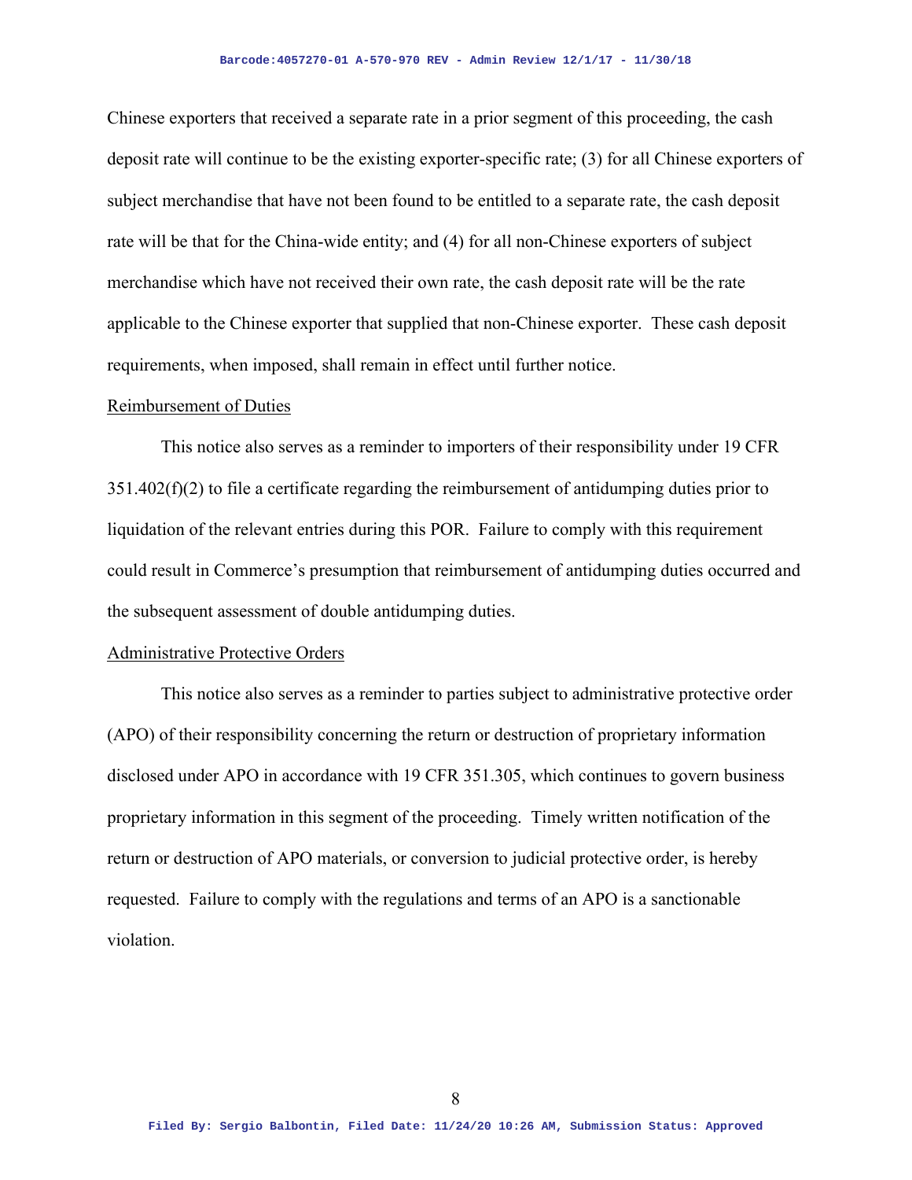Chinese exporters that received a separate rate in a prior segment of this proceeding, the cash deposit rate will continue to be the existing exporter-specific rate; (3) for all Chinese exporters of subject merchandise that have not been found to be entitled to a separate rate, the cash deposit rate will be that for the China-wide entity; and (4) for all non-Chinese exporters of subject merchandise which have not received their own rate, the cash deposit rate will be the rate applicable to the Chinese exporter that supplied that non-Chinese exporter. These cash deposit requirements, when imposed, shall remain in effect until further notice.

Reimbursement of Duties

This notice also serves as a reminder to importers of their responsibility under 19 CFR 351.402(f)(2) to file a certificate regarding the reimbursement of antidumping duties prior to liquidation of the relevant entries during this POR. Failure to comply with this requirement could result in Commerce's presumption that reimbursement of antidumping duties occurred and the subsequent assessment of double antidumping duties.

Administrative Protective Orders

This notice also serves as a reminder to parties subject to administrative protective order (APO) of their responsibility concerning the return or destruction of proprietary information disclosed under APO in accordance with 19 CFR 351.305, which continues to govern business proprietary information in this segment of the proceeding. Timely written notification of the return or destruction of APO materials, or conversion to judicial protective order, is hereby requested. Failure to comply with the regulations and terms of an APO is a sanctionable violation.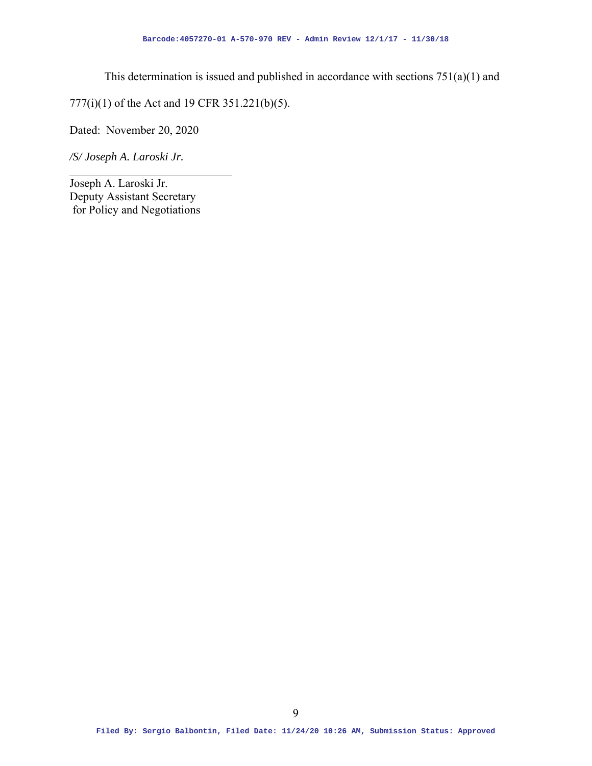This determination is issued and published in accordance with sections 751(a)(1) and 777(i)(1) of the Act and 19 CFR 351.221(b)(5).

Dated: November 20, 2020

*/S/ Joseph A. Laroski Jr.*

\_\_\_\_\_\_\_\_\_\_\_\_\_\_\_\_\_\_\_\_\_\_\_\_\_\_\_\_\_\_

Joseph A. Laroski Jr.
Deputy Assistant Secretary
 for Policy and Negotiations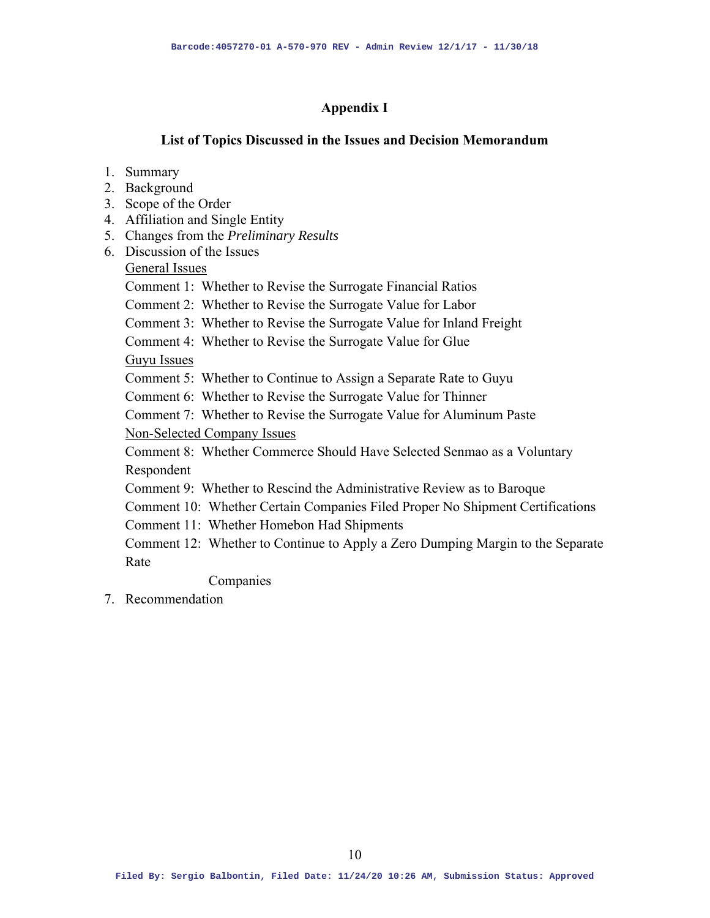## Appendix I

### List of Topics Discussed in the Issues and Decision Memorandum

1. Summary
2. Background
3. Scope of the Order
4. Affiliation and Single Entity
5. Changes from the *Preliminary Results*
6. Discussion of the Issues

   General Issues

   Comment 1: Whether to Revise the Surrogate Financial Ratios

   Comment 2: Whether to Revise the Surrogate Value for Labor

   Comment 3: Whether to Revise the Surrogate Value for Inland Freight

   Comment 4: Whether to Revise the Surrogate Value for Glue

   Guyu Issues

   Comment 5: Whether to Continue to Assign a Separate Rate to Guyu

   Comment 6: Whether to Revise the Surrogate Value for Thinner

   Comment 7: Whether to Revise the Surrogate Value for Aluminum Paste

   Non-Selected Company Issues

   Comment 8: Whether Commerce Should Have Selected Senmao as a Voluntary Respondent

   Comment 9: Whether to Rescind the Administrative Review as to Baroque

   Comment 10: Whether Certain Companies Filed Proper No Shipment Certifications

   Comment 11: Whether Homebon Had Shipments

   Comment 12: Whether to Continue to Apply a Zero Dumping Margin to the Separate Rate Companies
7. Recommendation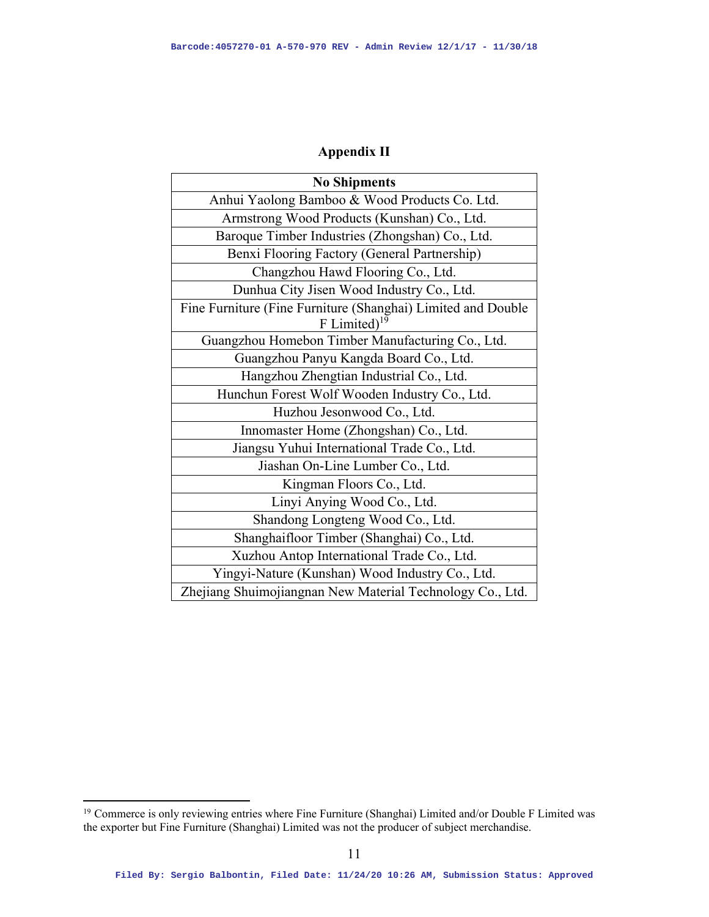# Appendix II

| No Shipments |
|---|
| Anhui Yaolong Bamboo & Wood Products Co. Ltd. |
| Armstrong Wood Products (Kunshan) Co., Ltd. |
| Baroque Timber Industries (Zhongshan) Co., Ltd. |
| Benxi Flooring Factory (General Partnership) |
| Changzhou Hawd Flooring Co., Ltd. |
| Dunhua City Jisen Wood Industry Co., Ltd. |
| Fine Furniture (Fine Furniture (Shanghai) Limited and Double F Limited)[19] |
| Guangzhou Homebon Timber Manufacturing Co., Ltd. |
| Guangzhou Panyu Kangda Board Co., Ltd. |
| Hangzhou Zhengtian Industrial Co., Ltd. |
| Hunchun Forest Wolf Wooden Industry Co., Ltd. |
| Huzhou Jesonwood Co., Ltd. |
| Innomaster Home (Zhongshan) Co., Ltd. |
| Jiangsu Yuhui International Trade Co., Ltd. |
| Jiashan On-Line Lumber Co., Ltd. |
| Kingman Floors Co., Ltd. |
| Linyi Anying Wood Co., Ltd. |
| Shandong Longteng Wood Co., Ltd. |
| Shanghaifloor Timber (Shanghai) Co., Ltd. |
| Xuzhou Antop International Trade Co., Ltd. |
| Yingyi-Nature (Kunshan) Wood Industry Co., Ltd. |
| Zhejiang Shuimojiangnan New Material Technology Co., Ltd. |

[19] Commerce is only reviewing entries where Fine Furniture (Shanghai) Limited and/or Double F Limited was the exporter but Fine Furniture (Shanghai) Limited was not the producer of subject merchandise.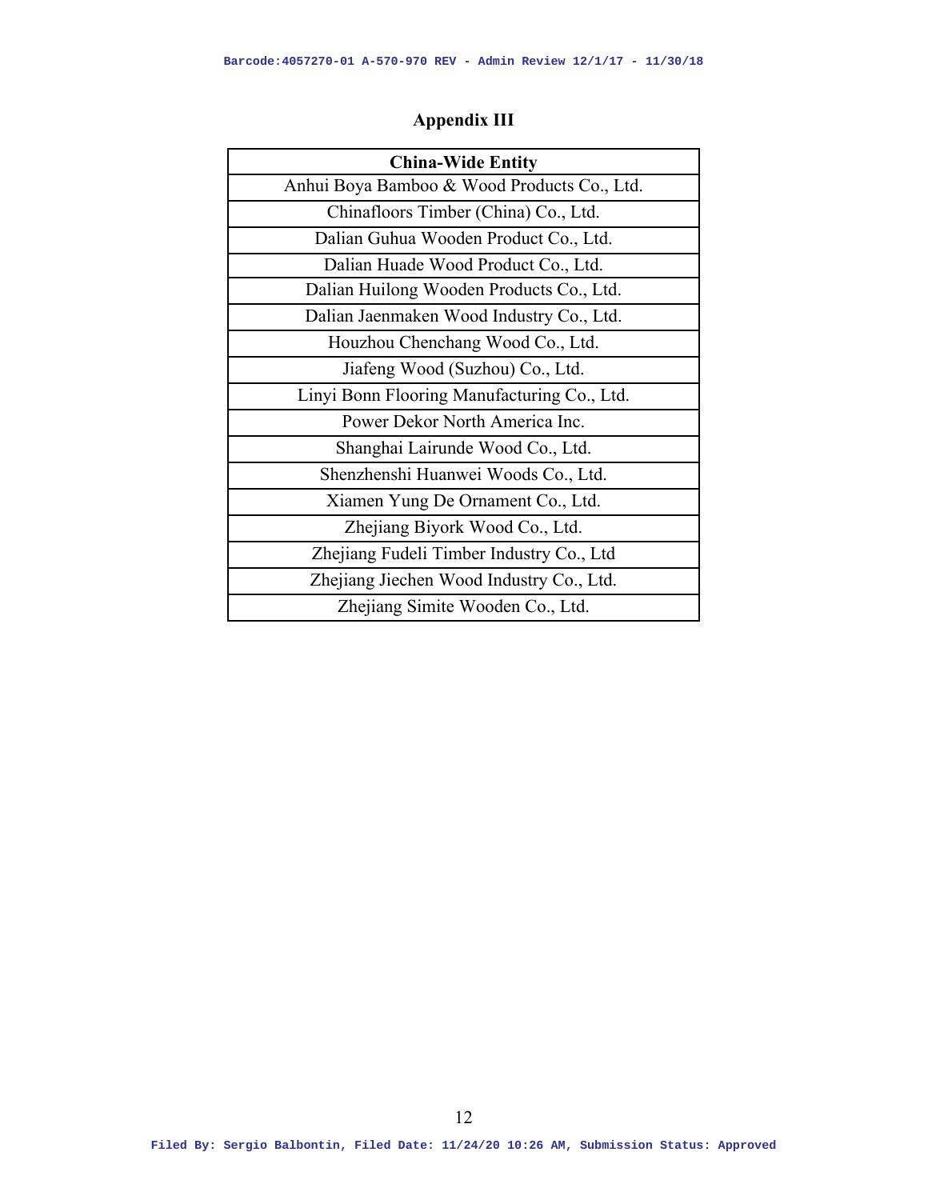# Appendix III

| China-Wide Entity |
| --- |
| Anhui Boya Bamboo & Wood Products Co., Ltd. |
| Chinafloors Timber (China) Co., Ltd. |
| Dalian Guhua Wooden Product Co., Ltd. |
| Dalian Huade Wood Product Co., Ltd. |
| Dalian Huilong Wooden Products Co., Ltd. |
| Dalian Jaenmaken Wood Industry Co., Ltd. |
| Houzhou Chenchang Wood Co., Ltd. |
| Jiafeng Wood (Suzhou) Co., Ltd. |
| Linyi Bonn Flooring Manufacturing Co., Ltd. |
| Power Dekor North America Inc. |
| Shanghai Lairunde Wood Co., Ltd. |
| Shenzhenshi Huanwei Woods Co., Ltd. |
| Xiamen Yung De Ornament Co., Ltd. |
| Zhejiang Biyork Wood Co., Ltd. |
| Zhejiang Fudeli Timber Industry Co., Ltd |
| Zhejiang Jiechen Wood Industry Co., Ltd. |
| Zhejiang Simite Wooden Co., Ltd. |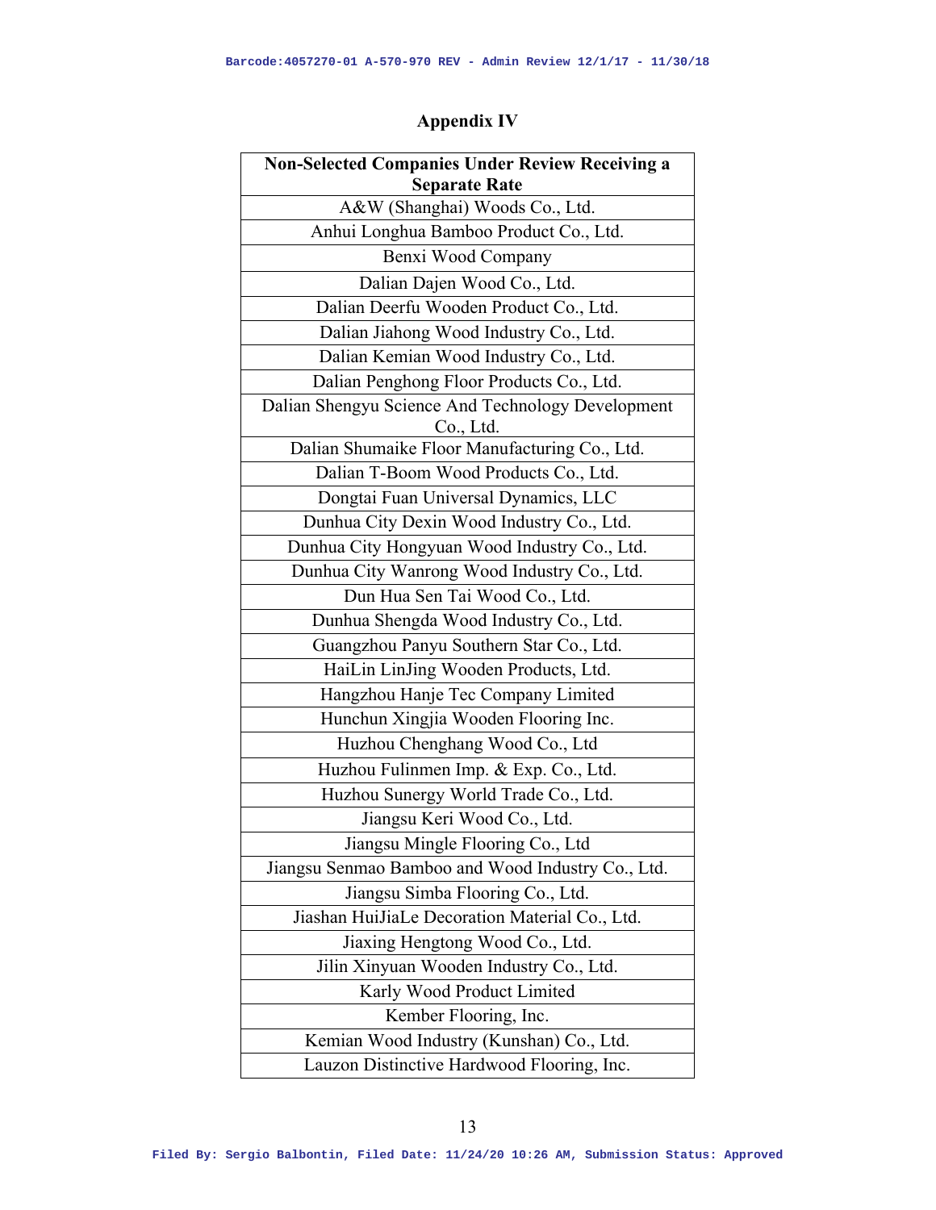## Appendix IV

| Non-Selected Companies Under Review Receiving a Separate Rate |
|---|
| A&W (Shanghai) Woods Co., Ltd. |
| Anhui Longhua Bamboo Product Co., Ltd. |
| Benxi Wood Company |
| Dalian Dajen Wood Co., Ltd. |
| Dalian Deerfu Wooden Product Co., Ltd. |
| Dalian Jiahong Wood Industry Co., Ltd. |
| Dalian Kemian Wood Industry Co., Ltd. |
| Dalian Penghong Floor Products Co., Ltd. |
| Dalian Shengyu Science And Technology Development Co., Ltd. |
| Dalian Shumaike Floor Manufacturing Co., Ltd. |
| Dalian T-Boom Wood Products Co., Ltd. |
| Dongtai Fuan Universal Dynamics, LLC |
| Dunhua City Dexin Wood Industry Co., Ltd. |
| Dunhua City Hongyuan Wood Industry Co., Ltd. |
| Dunhua City Wanrong Wood Industry Co., Ltd. |
| Dun Hua Sen Tai Wood Co., Ltd. |
| Dunhua Shengda Wood Industry Co., Ltd. |
| Guangzhou Panyu Southern Star Co., Ltd. |
| HaiLin LinJing Wooden Products, Ltd. |
| Hangzhou Hanje Tec Company Limited |
| Hunchun Xingjia Wooden Flooring Inc. |
| Huzhou Chenghang Wood Co., Ltd |
| Huzhou Fulinmen Imp. & Exp. Co., Ltd. |
| Huzhou Sunergy World Trade Co., Ltd. |
| Jiangsu Keri Wood Co., Ltd. |
| Jiangsu Mingle Flooring Co., Ltd |
| Jiangsu Senmao Bamboo and Wood Industry Co., Ltd. |
| Jiangsu Simba Flooring Co., Ltd. |
| Jiashan HuiJiaLe Decoration Material Co., Ltd. |
| Jiaxing Hengtong Wood Co., Ltd. |
| Jilin Xinyuan Wooden Industry Co., Ltd. |
| Karly Wood Product Limited |
| Kember Flooring, Inc. |
| Kemian Wood Industry (Kunshan) Co., Ltd. |
| Lauzon Distinctive Hardwood Flooring, Inc. |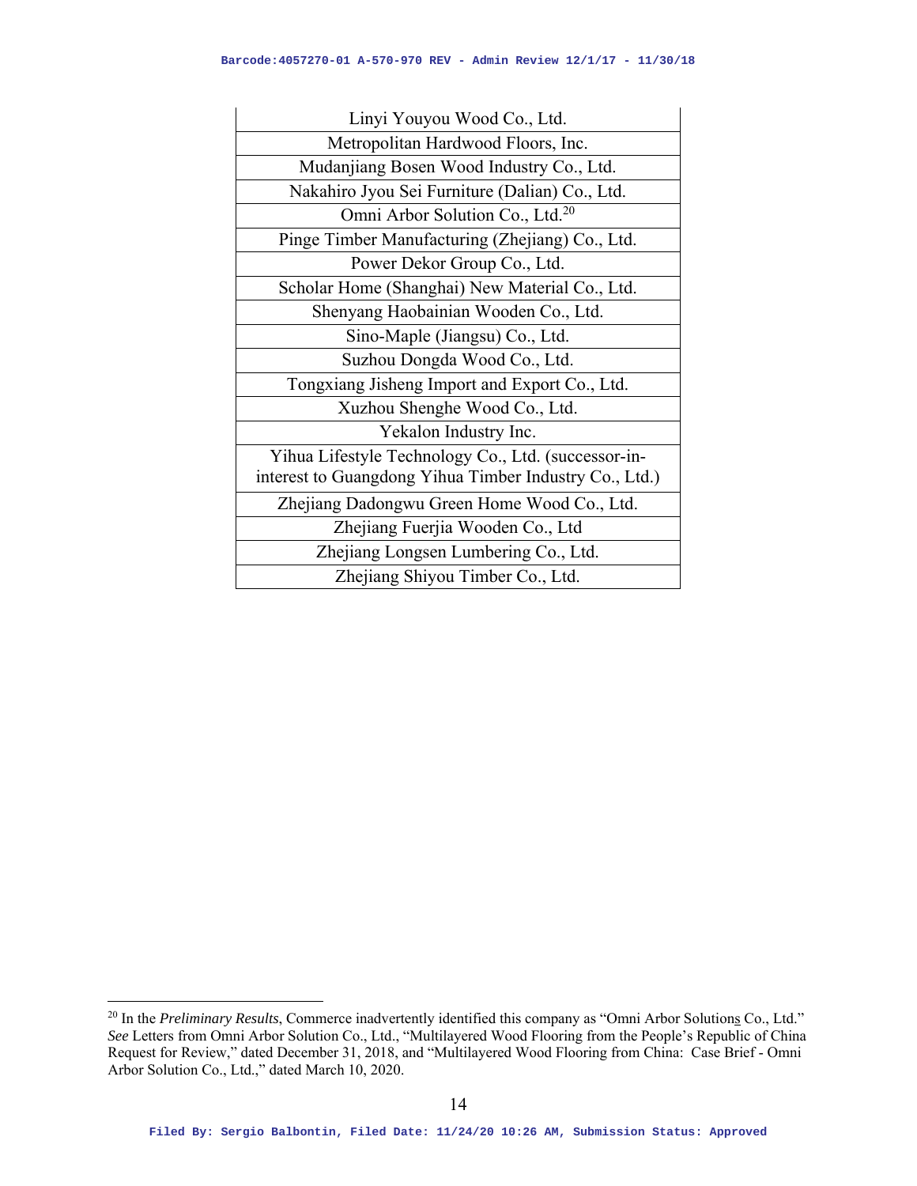| |
|---|
| Linyi Youyou Wood Co., Ltd. |
| Metropolitan Hardwood Floors, Inc. |
| Mudanjiang Bosen Wood Industry Co., Ltd. |
| Nakahiro Jyou Sei Furniture (Dalian) Co., Ltd. |
| Omni Arbor Solution Co., Ltd.[20] |
| Pinge Timber Manufacturing (Zhejiang) Co., Ltd. |
| Power Dekor Group Co., Ltd. |
| Scholar Home (Shanghai) New Material Co., Ltd. |
| Shenyang Haobainian Wooden Co., Ltd. |
| Sino-Maple (Jiangsu) Co., Ltd. |
| Suzhou Dongda Wood Co., Ltd. |
| Tongxiang Jisheng Import and Export Co., Ltd. |
| Xuzhou Shenghe Wood Co., Ltd. |
| Yekalon Industry Inc. |
| Yihua Lifestyle Technology Co., Ltd. (successor-in-interest to Guangdong Yihua Timber Industry Co., Ltd.) |
| Zhejiang Dadongwu Green Home Wood Co., Ltd. |
| Zhejiang Fuerjia Wooden Co., Ltd |
| Zhejiang Longsen Lumbering Co., Ltd. |
| Zhejiang Shiyou Timber Co., Ltd. |

[20] In the *Preliminary Results*, Commerce inadvertently identified this company as "Omni Arbor Solutions Co., Ltd." *See* Letters from Omni Arbor Solution Co., Ltd., "Multilayered Wood Flooring from the People's Republic of China Request for Review," dated December 31, 2018, and "Multilayered Wood Flooring from China: Case Brief - Omni Arbor Solution Co., Ltd.," dated March 10, 2020.